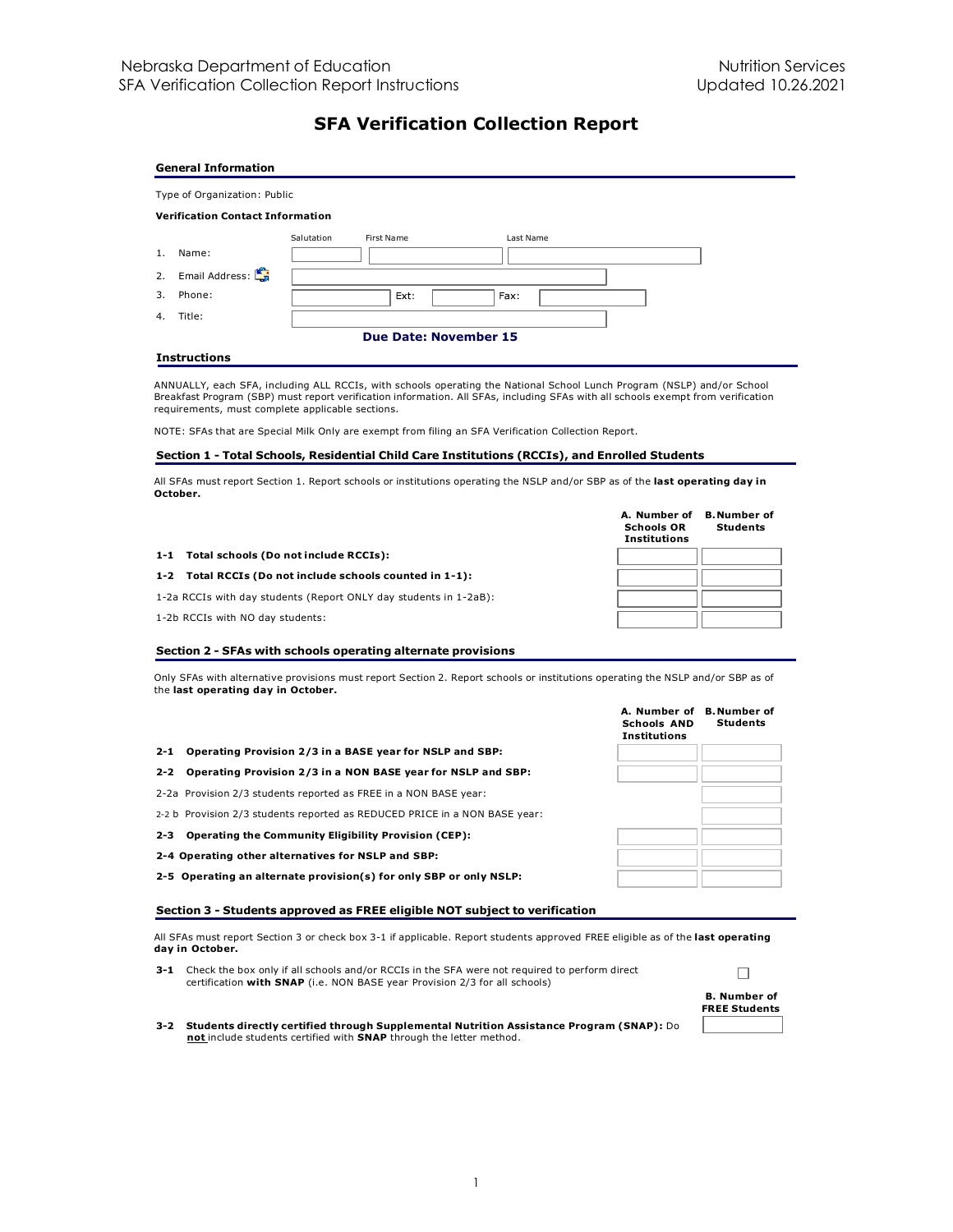# SFA Verification Collection Report

## General Information

Type of Organization: Public

**Verification Contact Information**

| | | Salutation | First Name | Last Name |
|---|---|---|---|---|
| 1. | Name: | | | |
| 2. | Email Address: | | | |
| 3. | Phone: | | Ext: | Fax: |
| 4. | Title: | | | |

**Due Date: November 15**

## Instructions

ANNUALLY, each SFA, including ALL RCCIs, with schools operating the National School Lunch Program (NSLP) and/or School Breakfast Program (SBP) must report verification information. All SFAs, including SFAs with all schools exempt from verification requirements, must complete applicable sections.

NOTE: SFAs that are Special Milk Only are exempt from filing an SFA Verification Collection Report.

## Section 1 - Total Schools, Residential Child Care Institutions (RCCIs), and Enrolled Students

All SFAs must report Section 1. Report schools or institutions operating the NSLP and/or SBP as of the **last operating day in October.**

| | A. Number of Schools OR Institutions | B. Number of Students |
|---|---|---|
| **1-1 Total schools (Do not include RCCIs):** | | |
| **1-2 Total RCCIs (Do not include schools counted in 1-1):** | | |
| 1-2a RCCIs with day students (Report ONLY day students in 1-2aB): | | |
| 1-2b RCCIs with NO day students: | | |

## Section 2 - SFAs with schools operating alternate provisions

Only SFAs with alternative provisions must report Section 2. Report schools or institutions operating the NSLP and/or SBP as of the **last operating day in October.**

| | A. Number of Schools AND Institutions | B. Number of Students |
|---|---|---|
| **2-1 Operating Provision 2/3 in a BASE year for NSLP and SBP:** | | |
| **2-2 Operating Provision 2/3 in a NON BASE year for NSLP and SBP:** | | |
| 2-2a Provision 2/3 students reported as FREE in a NON BASE year: | | |
| 2-2 b Provision 2/3 students reported as REDUCED PRICE in a NON BASE year: | | |
| **2-3 Operating the Community Eligibility Provision (CEP):** | | |
| **2-4 Operating other alternatives for NSLP and SBP:** | | |
| **2-5 Operating an alternate provision(s) for only SBP or only NSLP:** | | |

## Section 3 - Students approved as FREE eligible NOT subject to verification

All SFAs must report Section 3 or check box 3-1 if applicable. Report students approved FREE eligible as of the **last operating day in October.**

**3-1** Check the box only if all schools and/or RCCIs in the SFA were not required to perform direct certification **with SNAP** (i.e. NON BASE year Provision 2/3 for all schools) ☐

| | B. Number of FREE Students |
|---|---|
| **3-2 Students directly certified through Supplemental Nutrition Assistance Program (SNAP):** Do **not** include students certified with **SNAP** through the letter method. | |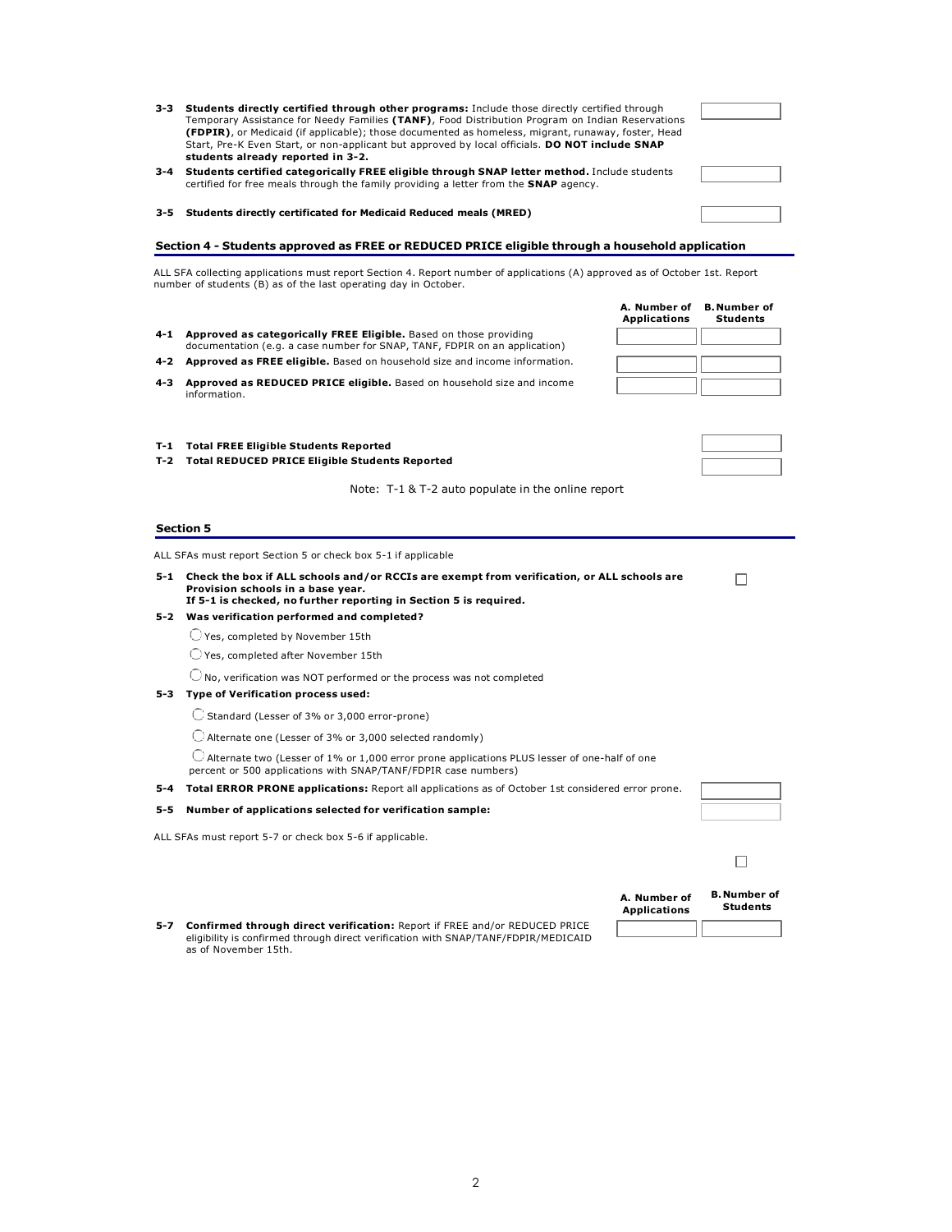**3-3 Students directly certified through other programs:** Include those directly certified through Temporary Assistance for Needy Families **(TANF)**, Food Distribution Program on Indian Reservations **(FDPIR)**, or Medicaid (if applicable); those documented as homeless, migrant, runaway, foster, Head Start, Pre-K Even Start, or non-applicant but approved by local officials. **DO NOT include SNAP students already reported in 3-2.**

**3-4 Students certified categorically FREE eligible through SNAP letter method.** Include students certified for free meals through the family providing a letter from the **SNAP** agency.

**3-5 Students directly certificated for Medicaid Reduced meals (MRED)**

## Section 4 - Students approved as FREE or REDUCED PRICE eligible through a household application

ALL SFA collecting applications must report Section 4. Report number of applications (A) approved as of October 1st. Report number of students (B) as of the last operating day in October.

| | | A. Number of Applications | B. Number of Students |
|---|---|---|---|
| 4-1 | **Approved as categorically FREE Eligible.** Based on those providing documentation (e.g. a case number for SNAP, TANF, FDPIR on an application) | | |
| 4-2 | **Approved as FREE eligible.** Based on household size and income information. | | |
| 4-3 | **Approved as REDUCED PRICE eligible.** Based on household size and income information. | | |

**T-1 Total FREE Eligible Students Reported**

**T-2 Total REDUCED PRICE Eligible Students Reported**

Note: T-1 & T-2 auto populate in the online report

## Section 5

ALL SFAs must report Section 5 or check box 5-1 if applicable

**5-1 Check the box if ALL schools and/or RCCIs are exempt from verification, or ALL schools are Provision schools in a base year.**
**If 5-1 is checked, no further reporting in Section 5 is required.** ☐

**5-2 Was verification performed and completed?**

- ◯ Yes, completed by November 15th
- ◯ Yes, completed after November 15th
- ◯ No, verification was NOT performed or the process was not completed

**5-3 Type of Verification process used:**

- ◯ Standard (Lesser of 3% or 3,000 error-prone)
- ◯ Alternate one (Lesser of 3% or 3,000 selected randomly)
- ◯ Alternate two (Lesser of 1% or 1,000 error prone applications PLUS lesser of one-half of one percent or 500 applications with SNAP/TANF/FDPIR case numbers)

**5-4 Total ERROR PRONE applications:** Report all applications as of October 1st considered error prone.

**5-5 Number of applications selected for verification sample:**

ALL SFAs must report 5-7 or check box 5-6 if applicable.

☐

| | | A. Number of Applications | B. Number of Students |
|---|---|---|---|
| 5-7 | **Confirmed through direct verification:** Report if FREE and/or REDUCED PRICE eligibility is confirmed through direct verification with SNAP/TANF/FDPIR/MEDICAID as of November 15th. | | |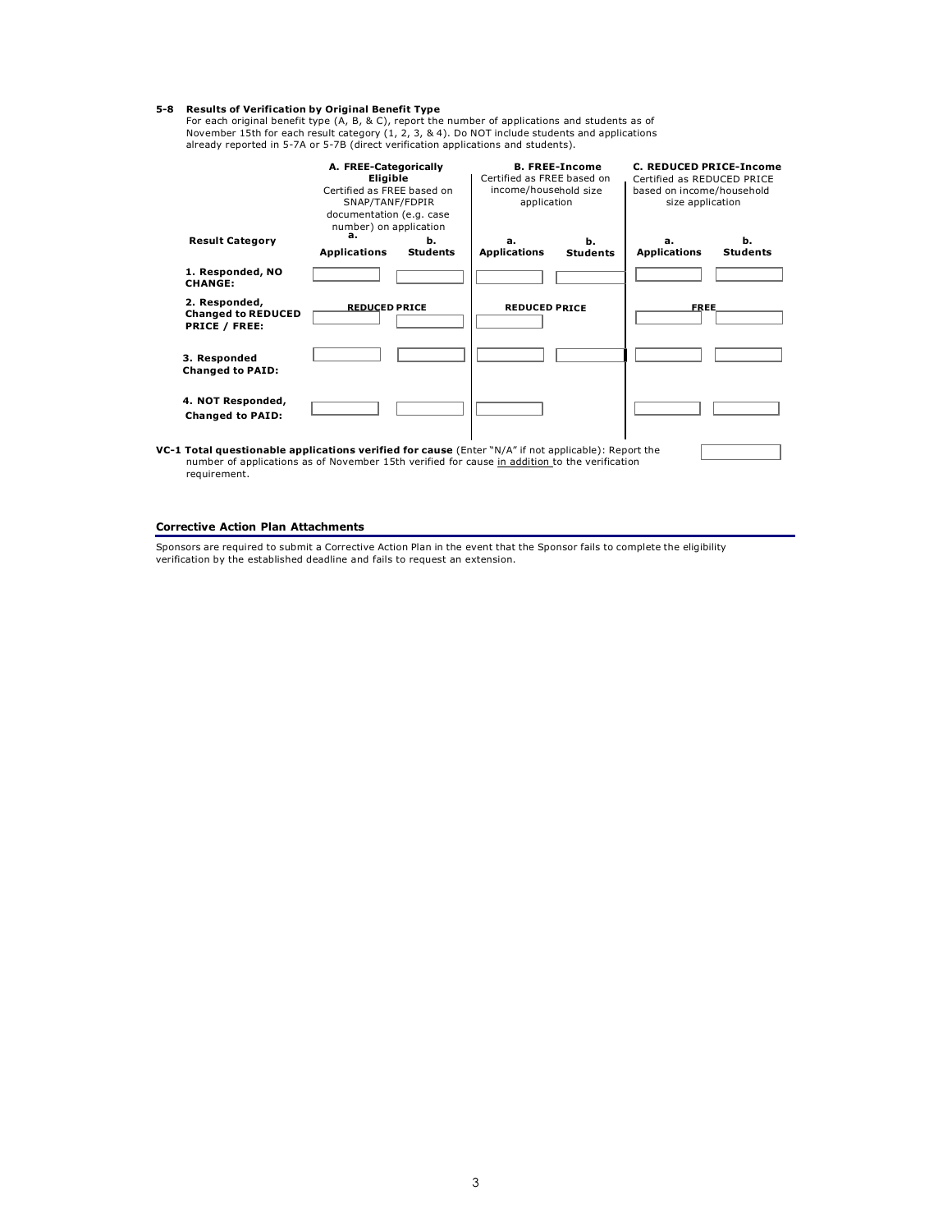**5-8 Results of Verification by Original Benefit Type**

For each original benefit type (A, B, & C), report the number of applications and students as of November 15th for each result category (1, 2, 3, & 4). Do NOT include students and applications already reported in 5-7A or 5-7B (direct verification applications and students).

| Result Category | A. FREE-Categorically Eligible<br>Certified as FREE based on SNAP/TANF/FDPIR documentation (e.g. case number) on application | | B. FREE-Income<br>Certified as FREE based on income/household size application | | C. REDUCED PRICE-Income<br>Certified as REDUCED PRICE based on income/household size application | |
|---|---|---|---|---|---|---|
| | a. Applications | b. Students | a. Applications | b. Students | a. Applications | b. Students |
| 1. Responded, NO CHANGE: | | | | | | |
| 2. Responded, Changed to REDUCED PRICE / FREE: | REDUCED PRICE | | REDUCED PRICE | | FREE | |
| 3. Responded Changed to PAID: | | | | | | |
| 4. NOT Responded, Changed to PAID: | | | | | | |

**VC-1 Total questionable applications verified for cause** (Enter "N/A" if not applicable): Report the number of applications as of November 15th verified for cause in addition to the verification requirement.

### Corrective Action Plan Attachments

Sponsors are required to submit a Corrective Action Plan in the event that the Sponsor fails to complete the eligibility verification by the established deadline and fails to request an extension.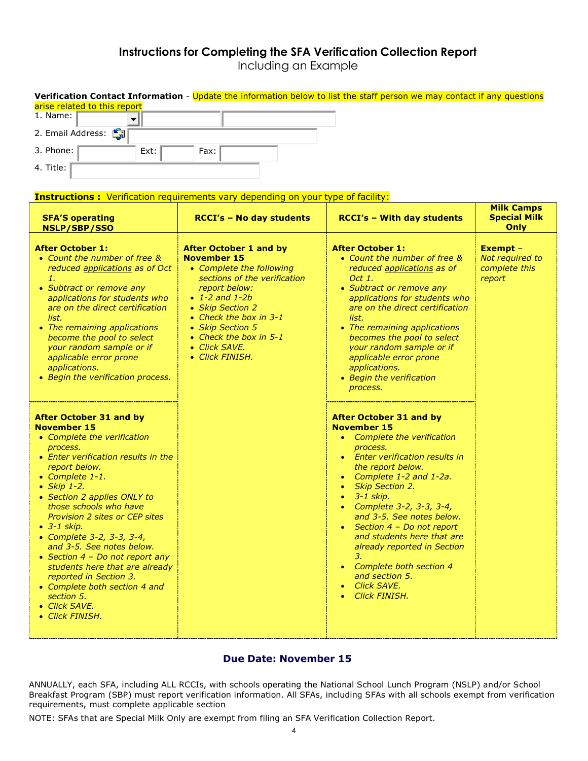# Instructions for Completing the SFA Verification Collection Report

Including an Example

**Verification Contact Information** - Update the information below to list the staff person we may contact if any questions arise related to this report

1. Name:
2. Email Address:
3. Phone: Ext: Fax:
4. Title:

**Instructions :** Verification requirements vary depending on your type of facility:

| SFA'S operating NSLP/SBP/SSO | RCCI's – No day students | RCCI's – With day students | Milk Camps Special Milk Only |
|---|---|---|---|
| **After October 1:**<br>• *Count the number of free & reduced applications as of Oct 1.*<br>• *Subtract or remove any applications for students who are on the direct certification list.*<br>• *The remaining applications become the pool to select your random sample or if applicable error prone applications.*<br>• *Begin the verification process.* | **After October 1 and by November 15**<br>• *Complete the following sections of the verification report below:*<br>• *1-2 and 1-2b*<br>• *Skip Section 2*<br>• *Check the box in 3-1*<br>• *Skip Section 5*<br>• *Check the box in 5-1*<br>• *Click SAVE.*<br>• *Click FINISH.* | **After October 1:**<br>• *Count the number of free & reduced applications as of Oct 1.*<br>• *Subtract or remove any applications for students who are on the direct certification list.*<br>• *The remaining applications becomes the pool to select your random sample or if applicable error prone applications.*<br>• *Begin the verification process.* | **Exempt** – *Not required to complete this report* |
| **After October 31 and by November 15**<br>• *Complete the verification process.*<br>• *Enter verification results in the report below.*<br>• *Complete 1-1.*<br>• *Skip 1-2.*<br>• *Section 2 applies ONLY to those schools who have Provision 2 sites or CEP sites*<br>• *3-1 skip.*<br>• *Complete 3-2, 3-3, 3-4, and 3-5. See notes below.*<br>• *Section 4 – Do not report any students here that are already reported in Section 3.*<br>• *Complete both section 4 and section 5.*<br>• *Click SAVE.*<br>• *Click FINISH.* | | **After October 31 and by November 15**<br>• *Complete the verification process.*<br>• *Enter verification results in the report below.*<br>• *Complete 1-2 and 1-2a.*<br>• *Skip Section 2.*<br>• *3-1 skip.*<br>• *Complete 3-2, 3-3, 3-4, and 3-5. See notes below.*<br>• *Section 4 – Do not report and students here that are already reported in Section 3.*<br>• *Complete both section 4 and section 5.*<br>• *Click SAVE.*<br>• *Click FINISH.* | |

**Due Date: November 15**

ANNUALLY, each SFA, including ALL RCCIs, with schools operating the National School Lunch Program (NSLP) and/or School Breakfast Program (SBP) must report verification information. All SFAs, including SFAs with all schools exempt from verification requirements, must complete applicable section

NOTE: SFAs that are Special Milk Only are exempt from filing an SFA Verification Collection Report.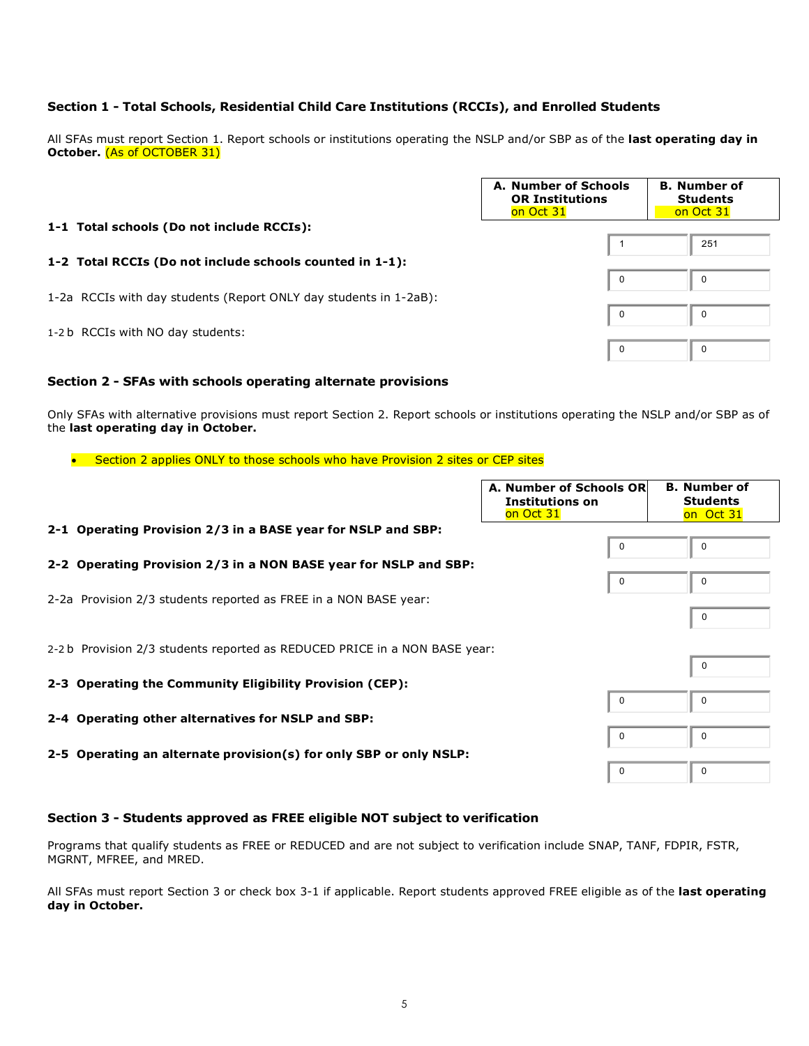### Section 1 - Total Schools, Residential Child Care Institutions (RCCIs), and Enrolled Students

All SFAs must report Section 1. Report schools or institutions operating the NSLP and/or SBP as of the **last operating day in October.** (As of OCTOBER 31)

| | A. Number of Schools OR Institutions on Oct 31 | B. Number of Students on Oct 31 |
|---|---|---|
| **1-1 Total schools (Do not include RCCIs):** | 1 | 251 |
| **1-2 Total RCCIs (Do not include schools counted in 1-1):** | 0 | 0 |
| 1-2a RCCIs with day students (Report ONLY day students in 1-2aB): | 0 | 0 |
| 1-2 b RCCIs with NO day students: | 0 | 0 |

### Section 2 - SFAs with schools operating alternate provisions

Only SFAs with alternative provisions must report Section 2. Report schools or institutions operating the NSLP and/or SBP as of the **last operating day in October.**

- Section 2 applies ONLY to those schools who have Provision 2 sites or CEP sites

| | A. Number of Schools OR Institutions on Oct 31 | B. Number of Students on Oct 31 |
|---|---|---|
| **2-1 Operating Provision 2/3 in a BASE year for NSLP and SBP:** | 0 | 0 |
| **2-2 Operating Provision 2/3 in a NON BASE year for NSLP and SBP:** | 0 | 0 |
| 2-2a Provision 2/3 students reported as FREE in a NON BASE year: | | 0 |
| 2-2 b Provision 2/3 students reported as REDUCED PRICE in a NON BASE year: | | 0 |
| **2-3 Operating the Community Eligibility Provision (CEP):** | 0 | 0 |
| **2-4 Operating other alternatives for NSLP and SBP:** | 0 | 0 |
| **2-5 Operating an alternate provision(s) for only SBP or only NSLP:** | 0 | 0 |

### Section 3 - Students approved as FREE eligible NOT subject to verification

Programs that qualify students as FREE or REDUCED and are not subject to verification include SNAP, TANF, FDPIR, FSTR, MGRNT, MFREE, and MRED.

All SFAs must report Section 3 or check box 3-1 if applicable. Report students approved FREE eligible as of the **last operating day in October.**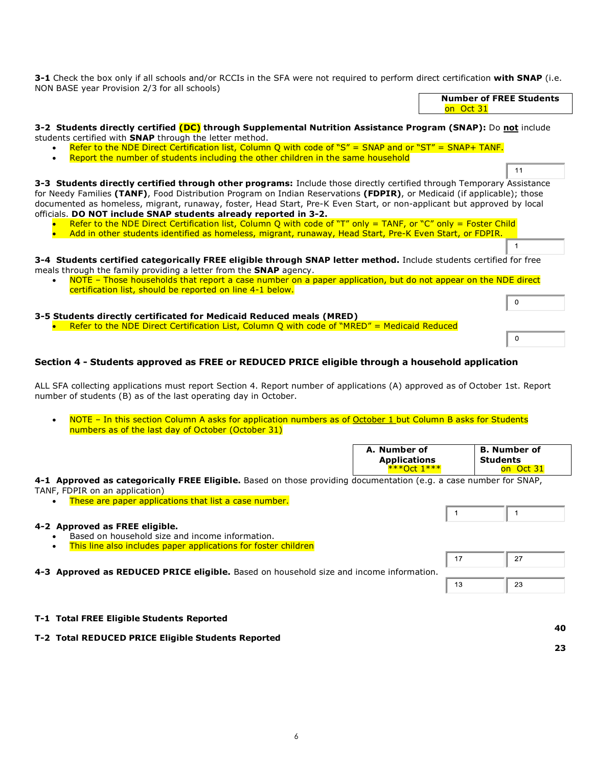**3-1** Check the box only if all schools and/or RCCIs in the SFA were not required to perform direct certification **with SNAP** (i.e. NON BASE year Provision 2/3 for all schools)

| **Number of FREE Students** on Oct 31 |
|---|

**3-2 Students directly certified (DC) through Supplemental Nutrition Assistance Program (SNAP):** Do **not** include students certified with **SNAP** through the letter method.

- Refer to the NDE Direct Certification list, Column Q with code of “S” = SNAP and or “ST” = SNAP+ TANF.
- Report the number of students including the other children in the same household

11

**3-3 Students directly certified through other programs:** Include those directly certified through Temporary Assistance for Needy Families **(TANF)**, Food Distribution Program on Indian Reservations **(FDPIR)**, or Medicaid (if applicable); those documented as homeless, migrant, runaway, foster, Head Start, Pre-K Even Start, or non-applicant but approved by local officials. **DO NOT include SNAP students already reported in 3-2.**

- Refer to the NDE Direct Certification list, Column Q with code of “T” only = TANF, or “C” only = Foster Child
- Add in other students identified as homeless, migrant, runaway, Head Start, Pre-K Even Start, or FDPIR.

1

**3-4 Students certified categorically FREE eligible through SNAP letter method.** Include students certified for free meals through the family providing a letter from the **SNAP** agency.

- NOTE – Those households that report a case number on a paper application, but do not appear on the NDE direct certification list, should be reported on line 4-1 below.

0

**3-5 Students directly certificated for Medicaid Reduced meals (MRED)**

- Refer to the NDE Direct Certification List, Column Q with code of “MRED” = Medicaid Reduced

0

### Section 4 - Students approved as FREE or REDUCED PRICE eligible through a household application

ALL SFA collecting applications must report Section 4. Report number of applications (A) approved as of October 1st. Report number of students (B) as of the last operating day in October.

- NOTE – In this section Column A asks for application numbers as of October 1 but Column B asks for Students numbers as of the last day of October (October 31)

| | A. Number of Applications ***Oct 1*** | B. Number of Students on Oct 31 |
|---|---|---|
| **4-1 Approved as categorically FREE Eligible.** Based on those providing documentation (e.g. a case number for SNAP, TANF, FDPIR on an application)<br>• These are paper applications that list a case number. | 1 | 1 |
| **4-2 Approved as FREE eligible.**<br>• Based on household size and income information.<br>• This line also includes paper applications for foster children | 17 | 27 |
| **4-3 Approved as REDUCED PRICE eligible.** Based on household size and income information. | 13 | 23 |

**T-1 Total FREE Eligible Students Reported** **40**

**T-2 Total REDUCED PRICE Eligible Students Reported** **23**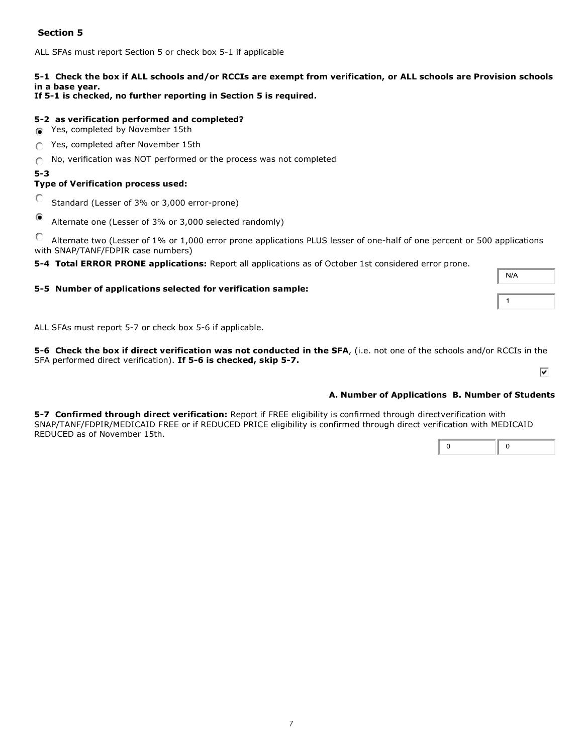## Section 5

ALL SFAs must report Section 5 or check box 5-1 if applicable

**5-1 Check the box if ALL schools and/or RCCIs are exempt from verification, or ALL schools are Provision schools in a base year.**
**If 5-1 is checked, no further reporting in Section 5 is required.**

**5-2 as verification performed and completed?**

- (●) Yes, completed by November 15th
- ( ) Yes, completed after November 15th
- ( ) No, verification was NOT performed or the process was not completed

**5-3**
**Type of Verification process used:**

- ( ) Standard (Lesser of 3% or 3,000 error-prone)
- (●) Alternate one (Lesser of 3% or 3,000 selected randomly)
- ( ) Alternate two (Lesser of 1% or 1,000 error prone applications PLUS lesser of one-half of one percent or 500 applications with SNAP/TANF/FDPIR case numbers)

**5-4 Total ERROR PRONE applications:** Report all applications as of October 1st considered error prone. N/A

**5-5 Number of applications selected for verification sample:** 1

ALL SFAs must report 5-7 or check box 5-6 if applicable.

**5-6 Check the box if direct verification was not conducted in the SFA**, (i.e. not one of the schools and/or RCCIs in the SFA performed direct verification). **If 5-6 is checked, skip 5-7.** [✓]

| | A. Number of Applications | B. Number of Students |
|---|---|---|
| **5-7 Confirmed through direct verification:** Report if FREE eligibility is confirmed through directverification with SNAP/TANF/FDPIR/MEDICAID FREE or if REDUCED PRICE eligibility is confirmed through direct verification with MEDICAID REDUCED as of November 15th. | 0 | 0 |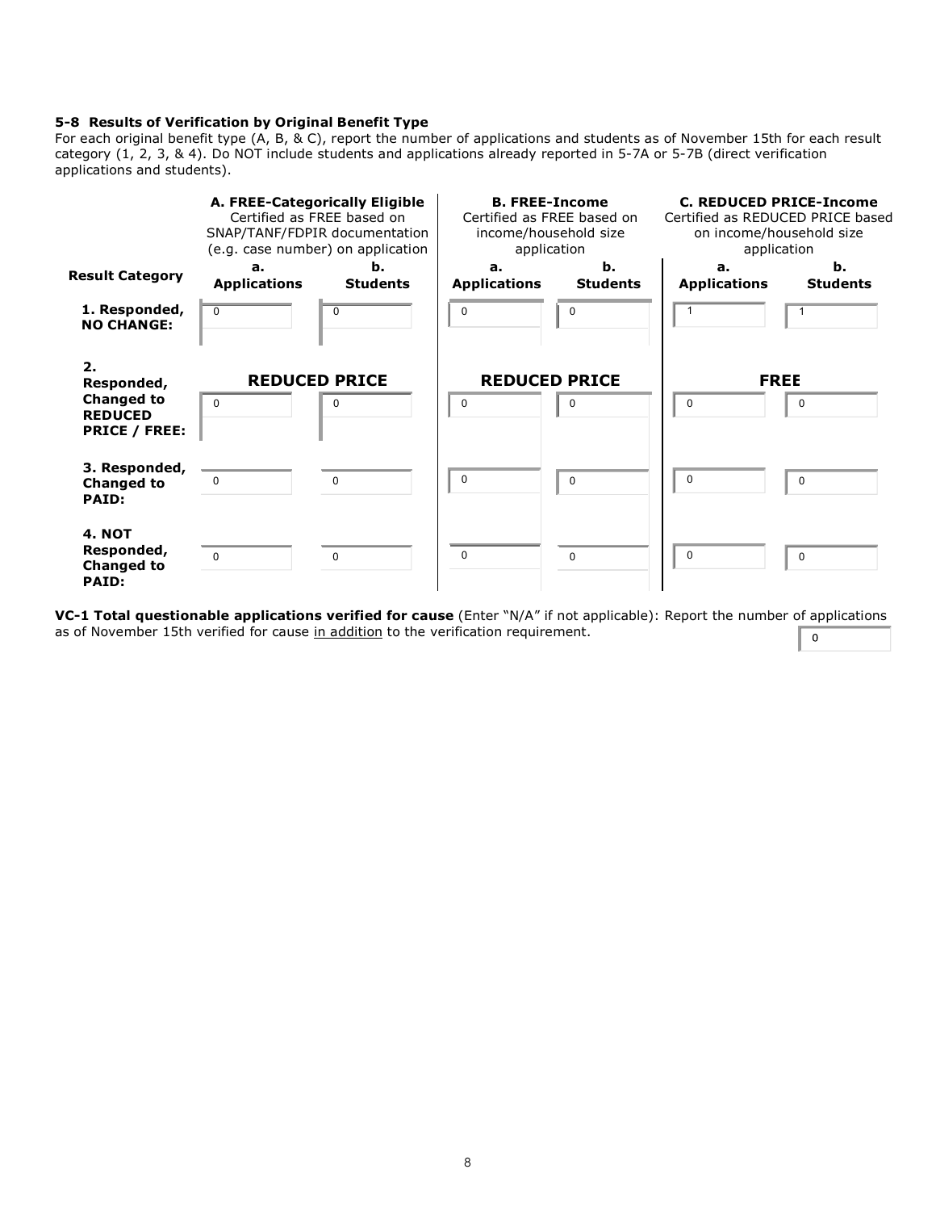### 5-8 Results of Verification by Original Benefit Type

For each original benefit type (A, B, & C), report the number of applications and students as of November 15th for each result category (1, 2, 3, & 4). Do NOT include students and applications already reported in 5-7A or 5-7B (direct verification applications and students).

| | A. FREE-Categorically Eligible<br>Certified as FREE based on SNAP/TANF/FDPIR documentation (e.g. case number) on application | | B. FREE-Income<br>Certified as FREE based on income/household size application | | C. REDUCED PRICE-Income<br>Certified as REDUCED PRICE based on income/household size application | |
|---|---|---|---|---|---|---|
| **Result Category** | **a. Applications** | **b. Students** | **a. Applications** | **b. Students** | **a. Applications** | **b. Students** |
| **1. Responded, NO CHANGE:** | 0 | 0 | 0 | 0 | 1 | 1 |
| | **REDUCED PRICE** | | **REDUCED PRICE** | | **FREE** | |
| **2. Responded, Changed to REDUCED PRICE / FREE:** | 0 | 0 | 0 | 0 | 0 | 0 |
| **3. Responded, Changed to PAID:** | 0 | 0 | 0 | 0 | 0 | 0 |
| **4. NOT Responded, Changed to PAID:** | 0 | 0 | 0 | 0 | 0 | 0 |

**VC-1 Total questionable applications verified for cause** (Enter "N/A" if not applicable): Report the number of applications as of November 15th verified for cause in addition to the verification requirement. 0